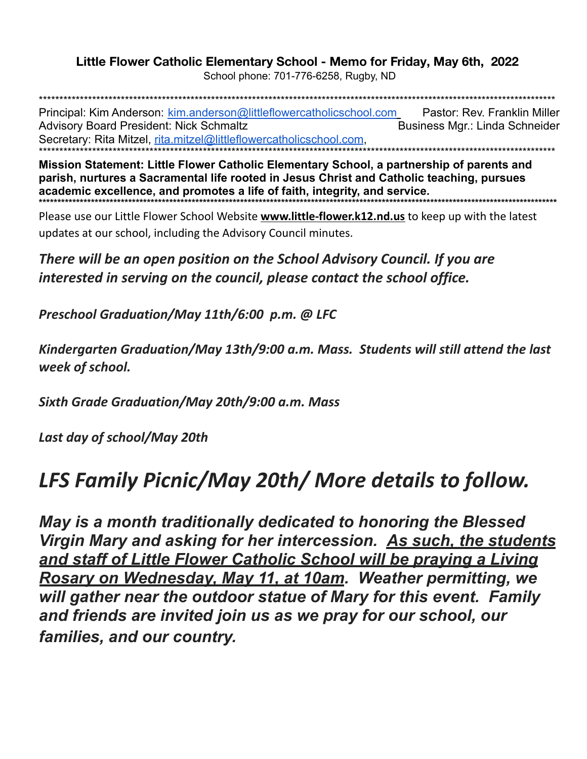**Little Flower Catholic Elementary School - Memo for Friday, May 6th, 2022**

School phone: 701-776-6258, Rugby, ND

*******************************************************************************************************************************

Principal: Kim Anderson: kim.anderson@littleflowercatholicschool.com Pastor: Rev. Franklin Miller
Advisory Board President: Nick Schmaltz Business Mgr.: Linda Schneider
Secretary: Rita Mitzel, rita.mitzel@littleflowercatholicschool.com,

*******************************************************************************************************************************

**Mission Statement: Little Flower Catholic Elementary School, a partnership of parents and parish, nurtures a Sacramental life rooted in Jesus Christ and Catholic teaching, pursues academic excellence, and promotes a life of faith, integrity, and service.**

*******************************************************************************************************************************

Please use our Little Flower School Website **www.little-flower.k12.nd.us** to keep up with the latest updates at our school, including the Advisory Council minutes.

***There will be an open position on the School Advisory Council. If you are interested in serving on the council, please contact the school office.***

***Preschool Graduation/May 11th/6:00 p.m. @ LFC***

***Kindergarten Graduation/May 13th/9:00 a.m. Mass. Students will still attend the last week of school.***

***Sixth Grade Graduation/May 20th/9:00 a.m. Mass***

***Last day of school/May 20th***

## *LFS Family Picnic/May 20th/ More details to follow.*

***May is a month traditionally dedicated to honoring the Blessed Virgin Mary and asking for her intercession. As such, the students and staff of Little Flower Catholic School will be praying a Living Rosary on Wednesday, May 11, at 10am. Weather permitting, we will gather near the outdoor statue of Mary for this event. Family and friends are invited join us as we pray for our school, our families, and our country.***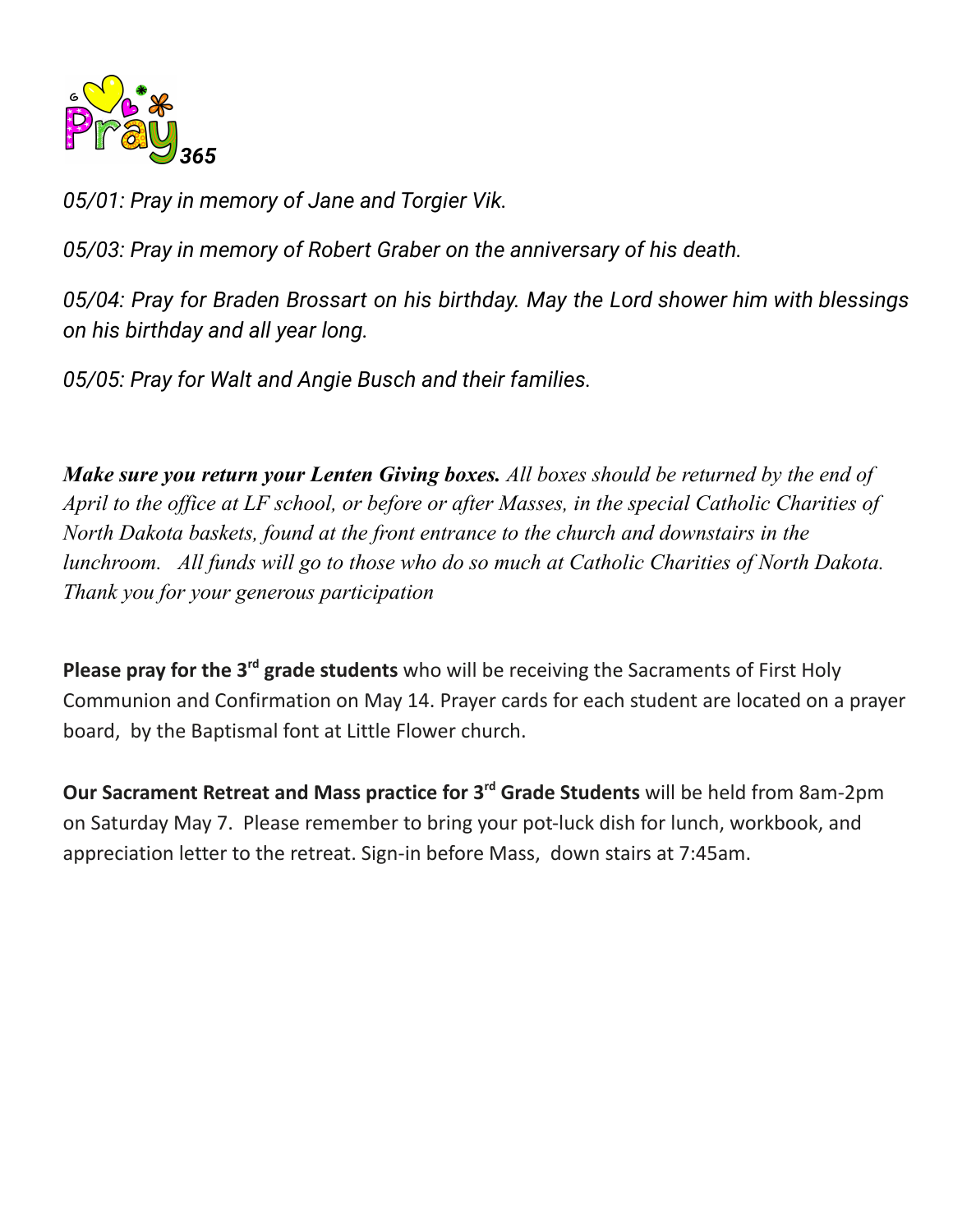Pray *365*

*05/01: Pray in memory of Jane and Torgier Vik.*

*05/03: Pray in memory of Robert Graber on the anniversary of his death.*

*05/04: Pray for Braden Brossart on his birthday. May the Lord shower him with blessings on his birthday and all year long.*

*05/05: Pray for Walt and Angie Busch and their families.*

***Make sure you return your Lenten Giving boxes.*** *All boxes should be returned by the end of April to the office at LF school, or before or after Masses, in the special Catholic Charities of North Dakota baskets, found at the front entrance to the church and downstairs in the lunchroom. All funds will go to those who do so much at Catholic Charities of North Dakota. Thank you for your generous participation*

**Please pray for the 3rd grade students** who will be receiving the Sacraments of First Holy Communion and Confirmation on May 14. Prayer cards for each student are located on a prayer board, by the Baptismal font at Little Flower church.

**Our Sacrament Retreat and Mass practice for 3rd Grade Students** will be held from 8am-2pm on Saturday May 7. Please remember to bring your pot-luck dish for lunch, workbook, and appreciation letter to the retreat. Sign-in before Mass, down stairs at 7:45am.